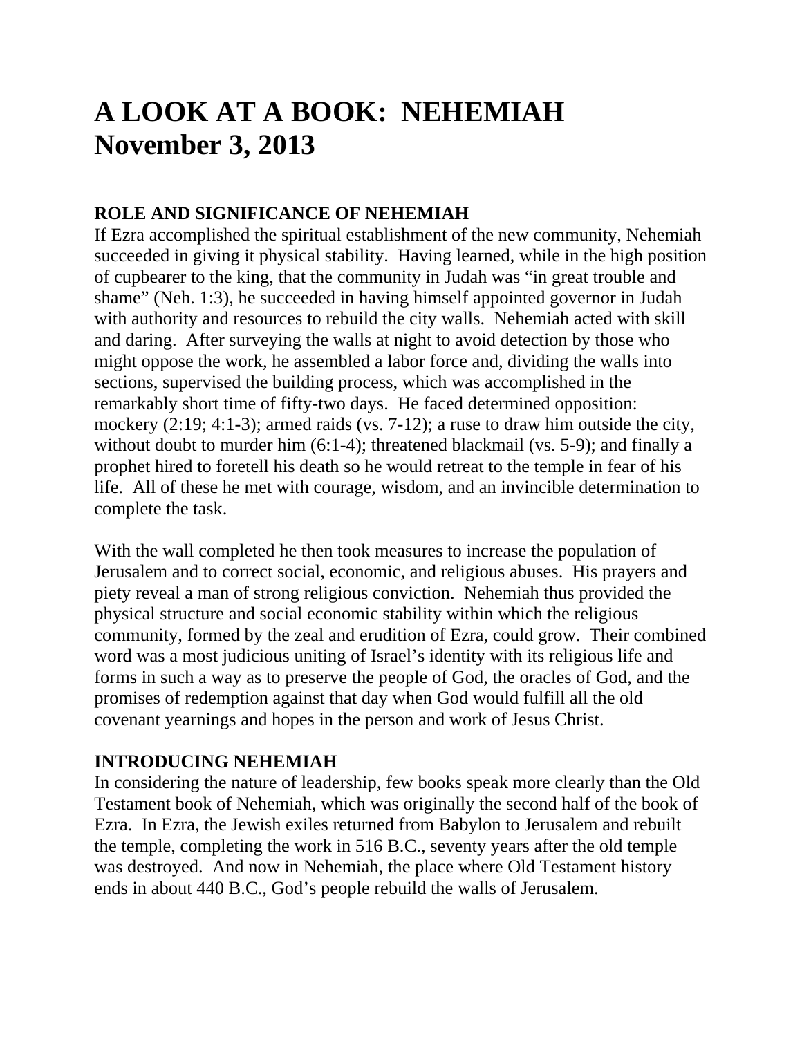# A LOOK AT A BOOK: NEHEMIAH
# November 3, 2013

**ROLE AND SIGNIFICANCE OF NEHEMIAH**

If Ezra accomplished the spiritual establishment of the new community, Nehemiah succeeded in giving it physical stability. Having learned, while in the high position of cupbearer to the king, that the community in Judah was "in great trouble and shame" (Neh. 1:3), he succeeded in having himself appointed governor in Judah with authority and resources to rebuild the city walls. Nehemiah acted with skill and daring. After surveying the walls at night to avoid detection by those who might oppose the work, he assembled a labor force and, dividing the walls into sections, supervised the building process, which was accomplished in the remarkably short time of fifty-two days. He faced determined opposition: mockery (2:19; 4:1-3); armed raids (vs. 7-12); a ruse to draw him outside the city, without doubt to murder him (6:1-4); threatened blackmail (vs. 5-9); and finally a prophet hired to foretell his death so he would retreat to the temple in fear of his life. All of these he met with courage, wisdom, and an invincible determination to complete the task.

With the wall completed he then took measures to increase the population of Jerusalem and to correct social, economic, and religious abuses. His prayers and piety reveal a man of strong religious conviction. Nehemiah thus provided the physical structure and social economic stability within which the religious community, formed by the zeal and erudition of Ezra, could grow. Their combined word was a most judicious uniting of Israel's identity with its religious life and forms in such a way as to preserve the people of God, the oracles of God, and the promises of redemption against that day when God would fulfill all the old covenant yearnings and hopes in the person and work of Jesus Christ.

**INTRODUCING NEHEMIAH**

In considering the nature of leadership, few books speak more clearly than the Old Testament book of Nehemiah, which was originally the second half of the book of Ezra. In Ezra, the Jewish exiles returned from Babylon to Jerusalem and rebuilt the temple, completing the work in 516 B.C., seventy years after the old temple was destroyed. And now in Nehemiah, the place where Old Testament history ends in about 440 B.C., God's people rebuild the walls of Jerusalem.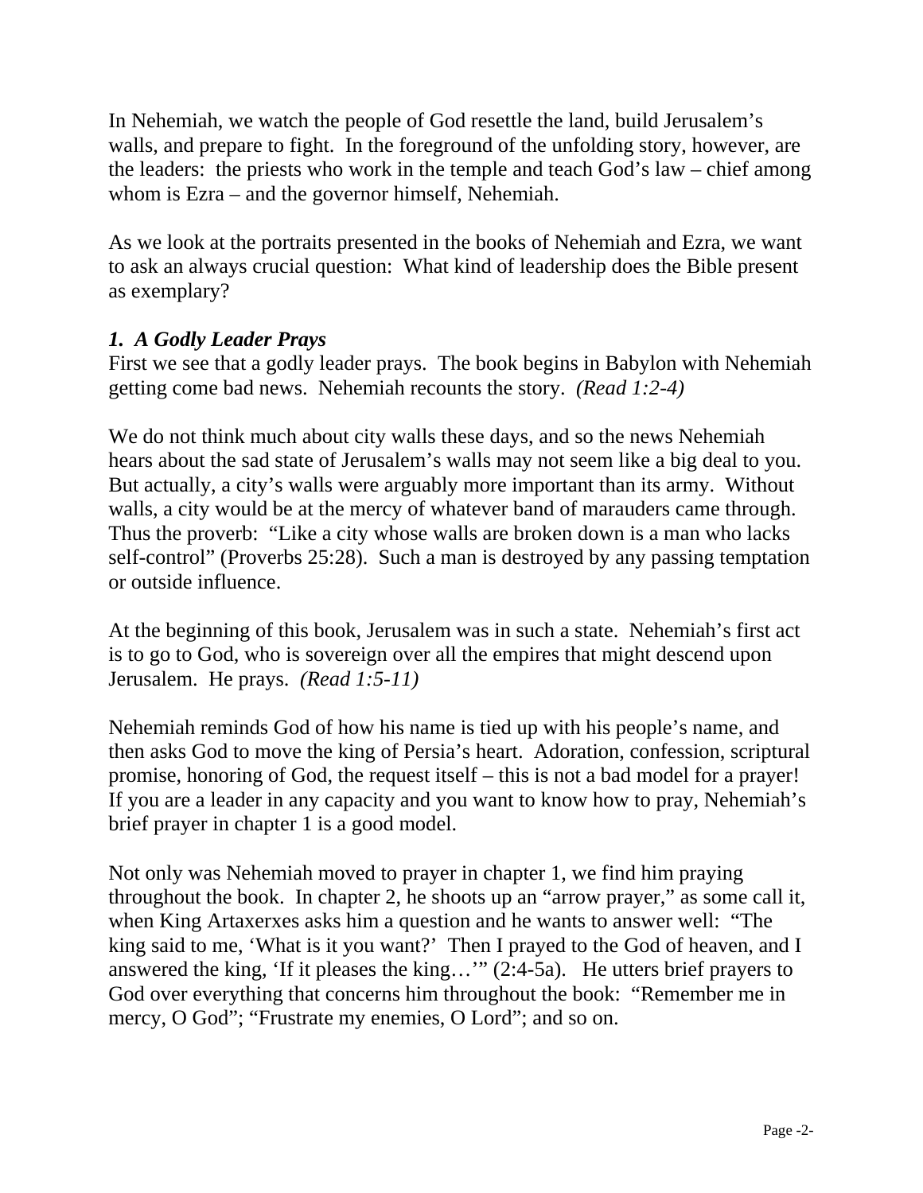In Nehemiah, we watch the people of God resettle the land, build Jerusalem's walls, and prepare to fight.  In the foreground of the unfolding story, however, are the leaders:  the priests who work in the temple and teach God's law – chief among whom is Ezra – and the governor himself, Nehemiah.

As we look at the portraits presented in the books of Nehemiah and Ezra, we want to ask an always crucial question:  What kind of leadership does the Bible present as exemplary?

### *1.  A Godly Leader Prays*

First we see that a godly leader prays.  The book begins in Babylon with Nehemiah getting come bad news.  Nehemiah recounts the story.  *(Read 1:2-4)*

We do not think much about city walls these days, and so the news Nehemiah hears about the sad state of Jerusalem's walls may not seem like a big deal to you.  But actually, a city's walls were arguably more important than its army.  Without walls, a city would be at the mercy of whatever band of marauders came through.  Thus the proverb:  "Like a city whose walls are broken down is a man who lacks self-control" (Proverbs 25:28).  Such a man is destroyed by any passing temptation or outside influence.

At the beginning of this book, Jerusalem was in such a state.  Nehemiah's first act is to go to God, who is sovereign over all the empires that might descend upon Jerusalem.  He prays.  *(Read 1:5-11)*

Nehemiah reminds God of how his name is tied up with his people's name, and then asks God to move the king of Persia's heart.  Adoration, confession, scriptural promise, honoring of God, the request itself – this is not a bad model for a prayer!  If you are a leader in any capacity and you want to know how to pray, Nehemiah's brief prayer in chapter 1 is a good model.

Not only was Nehemiah moved to prayer in chapter 1, we find him praying throughout the book.  In chapter 2, he shoots up an "arrow prayer," as some call it, when King Artaxerxes asks him a question and he wants to answer well:  "The king said to me, 'What is it you want?'  Then I prayed to the God of heaven, and I answered the king, 'If it pleases the king…'" (2:4-5a).   He utters brief prayers to God over everything that concerns him throughout the book:  "Remember me in mercy, O God"; "Frustrate my enemies, O Lord"; and so on.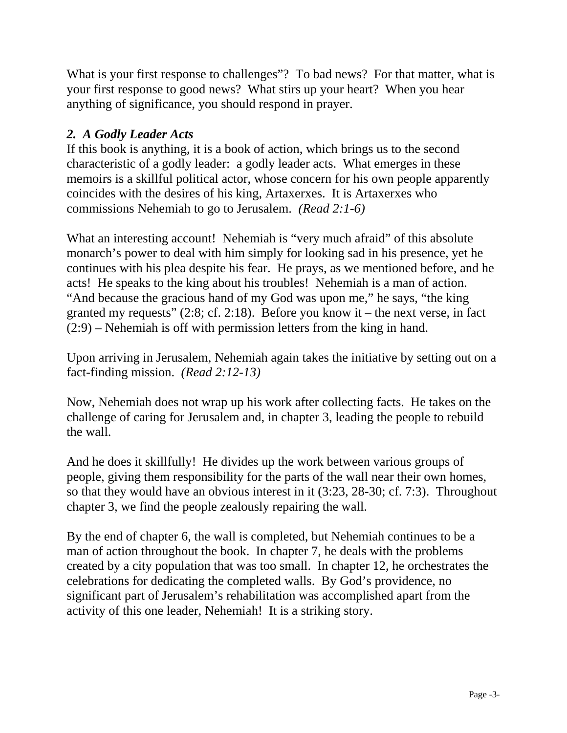What is your first response to challenges"? To bad news? For that matter, what is your first response to good news? What stirs up your heart? When you hear anything of significance, you should respond in prayer.

### *2. A Godly Leader Acts*

If this book is anything, it is a book of action, which brings us to the second characteristic of a godly leader: a godly leader acts. What emerges in these memoirs is a skillful political actor, whose concern for his own people apparently coincides with the desires of his king, Artaxerxes. It is Artaxerxes who commissions Nehemiah to go to Jerusalem. *(Read 2:1-6)*

What an interesting account! Nehemiah is "very much afraid" of this absolute monarch's power to deal with him simply for looking sad in his presence, yet he continues with his plea despite his fear. He prays, as we mentioned before, and he acts! He speaks to the king about his troubles! Nehemiah is a man of action. "And because the gracious hand of my God was upon me," he says, "the king granted my requests" (2:8; cf. 2:18). Before you know it – the next verse, in fact (2:9) – Nehemiah is off with permission letters from the king in hand.

Upon arriving in Jerusalem, Nehemiah again takes the initiative by setting out on a fact-finding mission. *(Read 2:12-13)*

Now, Nehemiah does not wrap up his work after collecting facts. He takes on the challenge of caring for Jerusalem and, in chapter 3, leading the people to rebuild the wall.

And he does it skillfully! He divides up the work between various groups of people, giving them responsibility for the parts of the wall near their own homes, so that they would have an obvious interest in it (3:23, 28-30; cf. 7:3). Throughout chapter 3, we find the people zealously repairing the wall.

By the end of chapter 6, the wall is completed, but Nehemiah continues to be a man of action throughout the book. In chapter 7, he deals with the problems created by a city population that was too small. In chapter 12, he orchestrates the celebrations for dedicating the completed walls. By God's providence, no significant part of Jerusalem's rehabilitation was accomplished apart from the activity of this one leader, Nehemiah! It is a striking story.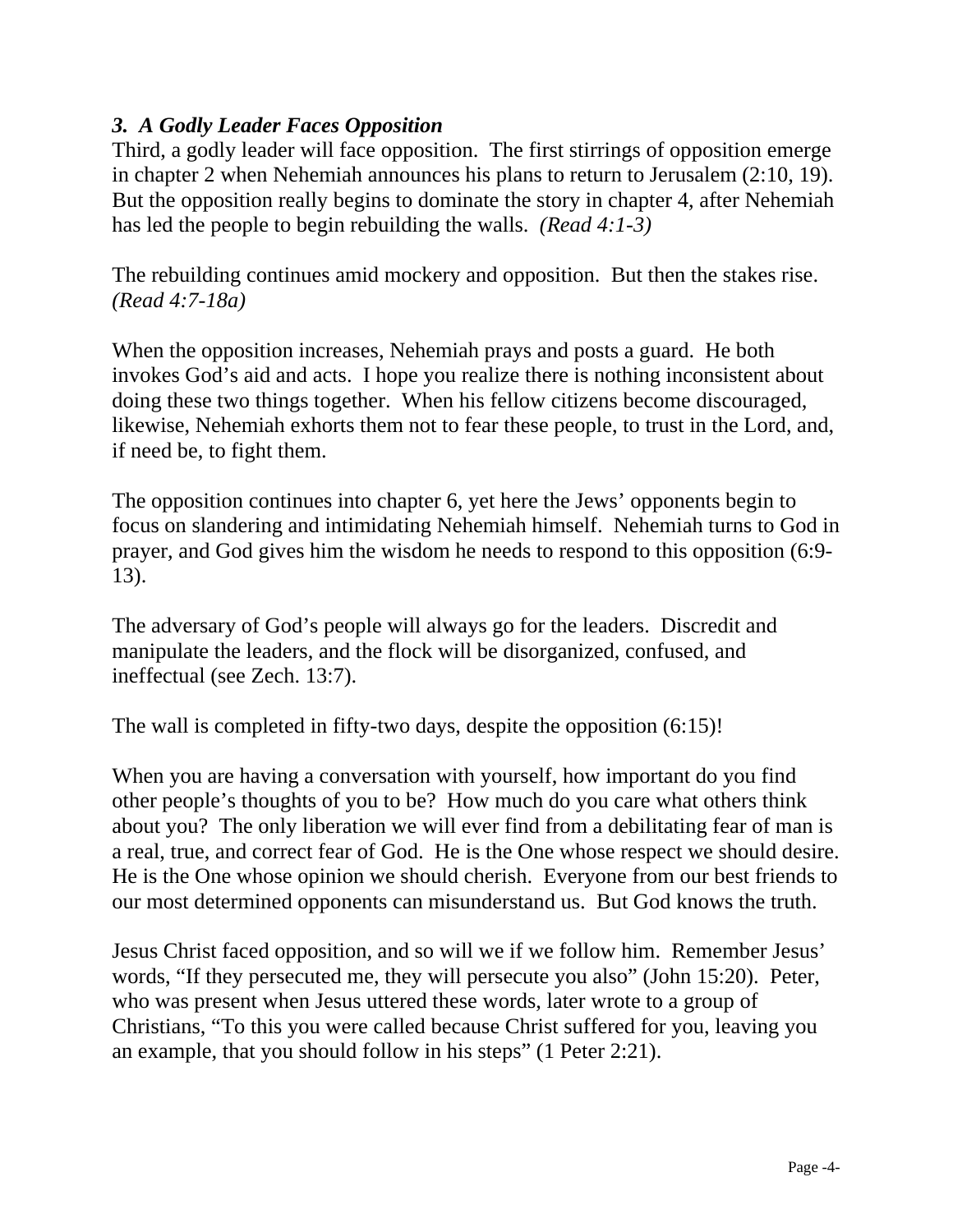### *3. A Godly Leader Faces Opposition*

Third, a godly leader will face opposition. The first stirrings of opposition emerge in chapter 2 when Nehemiah announces his plans to return to Jerusalem (2:10, 19). But the opposition really begins to dominate the story in chapter 4, after Nehemiah has led the people to begin rebuilding the walls. *(Read 4:1-3)*

The rebuilding continues amid mockery and opposition. But then the stakes rise. *(Read 4:7-18a)*

When the opposition increases, Nehemiah prays and posts a guard. He both invokes God's aid and acts. I hope you realize there is nothing inconsistent about doing these two things together. When his fellow citizens become discouraged, likewise, Nehemiah exhorts them not to fear these people, to trust in the Lord, and, if need be, to fight them.

The opposition continues into chapter 6, yet here the Jews' opponents begin to focus on slandering and intimidating Nehemiah himself. Nehemiah turns to God in prayer, and God gives him the wisdom he needs to respond to this opposition (6:9-13).

The adversary of God's people will always go for the leaders. Discredit and manipulate the leaders, and the flock will be disorganized, confused, and ineffectual (see Zech. 13:7).

The wall is completed in fifty-two days, despite the opposition (6:15)!

When you are having a conversation with yourself, how important do you find other people's thoughts of you to be? How much do you care what others think about you? The only liberation we will ever find from a debilitating fear of man is a real, true, and correct fear of God. He is the One whose respect we should desire. He is the One whose opinion we should cherish. Everyone from our best friends to our most determined opponents can misunderstand us. But God knows the truth.

Jesus Christ faced opposition, and so will we if we follow him. Remember Jesus' words, "If they persecuted me, they will persecute you also" (John 15:20). Peter, who was present when Jesus uttered these words, later wrote to a group of Christians, "To this you were called because Christ suffered for you, leaving you an example, that you should follow in his steps" (1 Peter 2:21).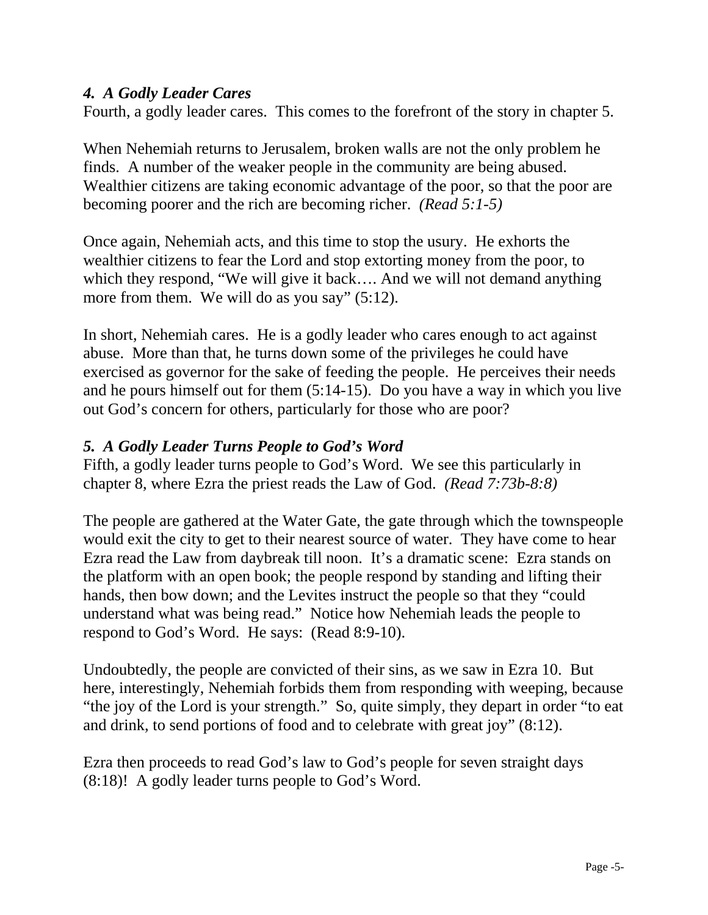### *4. A Godly Leader Cares*

Fourth, a godly leader cares. This comes to the forefront of the story in chapter 5.

When Nehemiah returns to Jerusalem, broken walls are not the only problem he finds. A number of the weaker people in the community are being abused. Wealthier citizens are taking economic advantage of the poor, so that the poor are becoming poorer and the rich are becoming richer. *(Read 5:1-5)*

Once again, Nehemiah acts, and this time to stop the usury. He exhorts the wealthier citizens to fear the Lord and stop extorting money from the poor, to which they respond, "We will give it back…. And we will not demand anything more from them. We will do as you say" (5:12).

In short, Nehemiah cares. He is a godly leader who cares enough to act against abuse. More than that, he turns down some of the privileges he could have exercised as governor for the sake of feeding the people. He perceives their needs and he pours himself out for them (5:14-15). Do you have a way in which you live out God's concern for others, particularly for those who are poor?

### *5. A Godly Leader Turns People to God's Word*

Fifth, a godly leader turns people to God's Word. We see this particularly in chapter 8, where Ezra the priest reads the Law of God. *(Read 7:73b-8:8)*

The people are gathered at the Water Gate, the gate through which the townspeople would exit the city to get to their nearest source of water. They have come to hear Ezra read the Law from daybreak till noon. It's a dramatic scene: Ezra stands on the platform with an open book; the people respond by standing and lifting their hands, then bow down; and the Levites instruct the people so that they "could understand what was being read." Notice how Nehemiah leads the people to respond to God's Word. He says: (Read 8:9-10).

Undoubtedly, the people are convicted of their sins, as we saw in Ezra 10. But here, interestingly, Nehemiah forbids them from responding with weeping, because "the joy of the Lord is your strength." So, quite simply, they depart in order "to eat and drink, to send portions of food and to celebrate with great joy" (8:12).

Ezra then proceeds to read God's law to God's people for seven straight days (8:18)! A godly leader turns people to God's Word.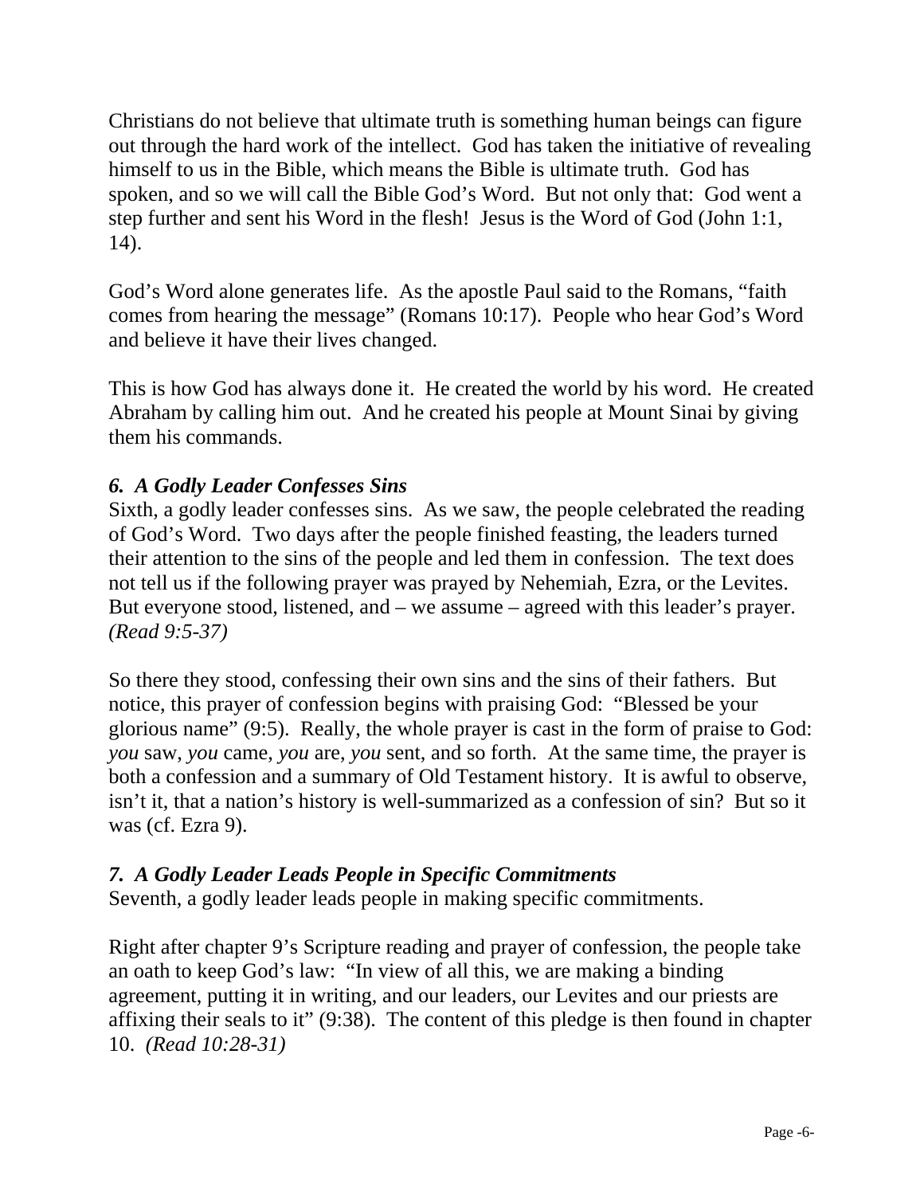Christians do not believe that ultimate truth is something human beings can figure out through the hard work of the intellect. God has taken the initiative of revealing himself to us in the Bible, which means the Bible is ultimate truth. God has spoken, and so we will call the Bible God's Word. But not only that: God went a step further and sent his Word in the flesh! Jesus is the Word of God (John 1:1, 14).

God's Word alone generates life. As the apostle Paul said to the Romans, "faith comes from hearing the message" (Romans 10:17). People who hear God's Word and believe it have their lives changed.

This is how God has always done it. He created the world by his word. He created Abraham by calling him out. And he created his people at Mount Sinai by giving them his commands.

### *6. A Godly Leader Confesses Sins*

Sixth, a godly leader confesses sins. As we saw, the people celebrated the reading of God's Word. Two days after the people finished feasting, the leaders turned their attention to the sins of the people and led them in confession. The text does not tell us if the following prayer was prayed by Nehemiah, Ezra, or the Levites. But everyone stood, listened, and – we assume – agreed with this leader's prayer. *(Read 9:5-37)*

So there they stood, confessing their own sins and the sins of their fathers. But notice, this prayer of confession begins with praising God: "Blessed be your glorious name" (9:5). Really, the whole prayer is cast in the form of praise to God: *you* saw, *you* came, *you* are, *you* sent, and so forth. At the same time, the prayer is both a confession and a summary of Old Testament history. It is awful to observe, isn't it, that a nation's history is well-summarized as a confession of sin? But so it was (cf. Ezra 9).

### *7. A Godly Leader Leads People in Specific Commitments*

Seventh, a godly leader leads people in making specific commitments.

Right after chapter 9's Scripture reading and prayer of confession, the people take an oath to keep God's law: "In view of all this, we are making a binding agreement, putting it in writing, and our leaders, our Levites and our priests are affixing their seals to it" (9:38). The content of this pledge is then found in chapter 10. *(Read 10:28-31)*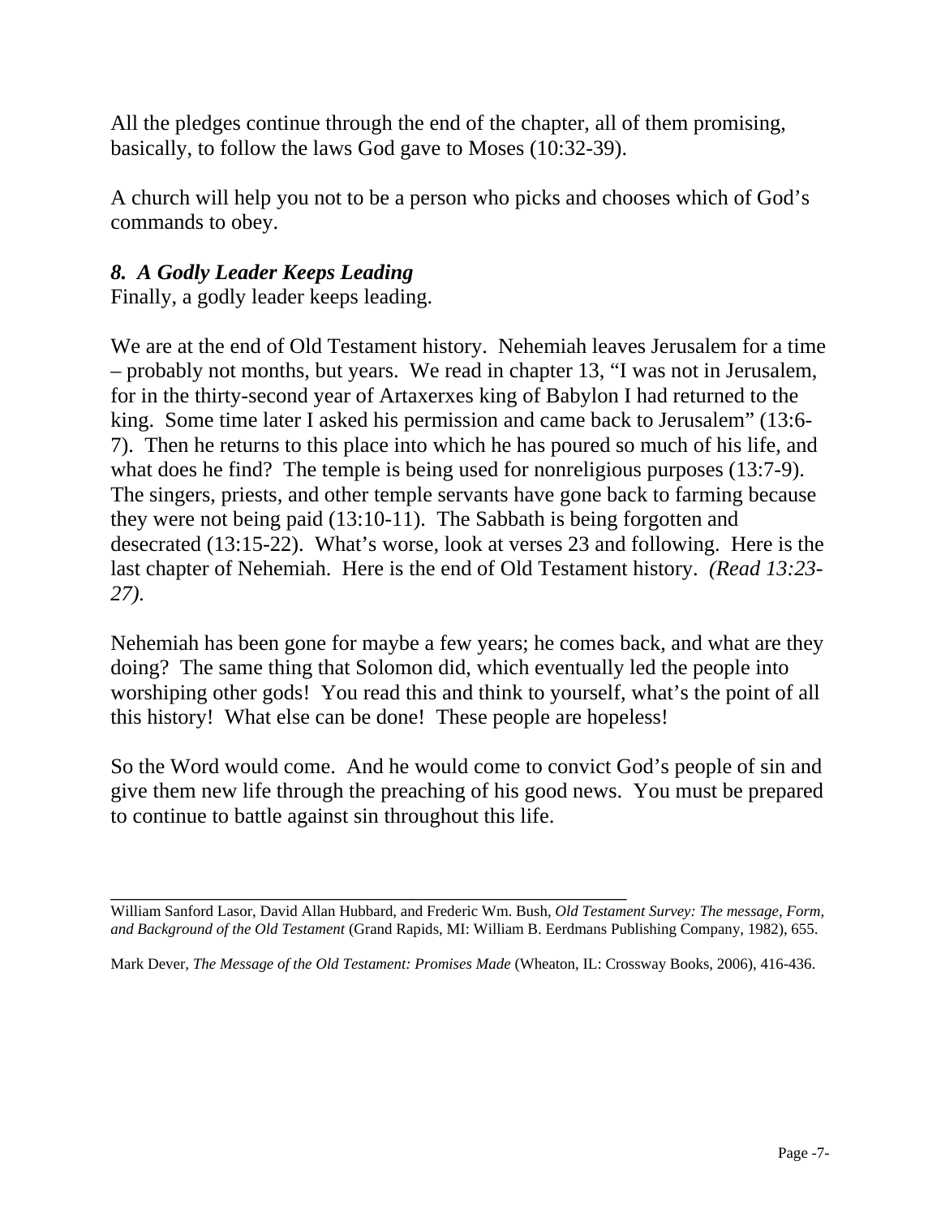All the pledges continue through the end of the chapter, all of them promising, basically, to follow the laws God gave to Moses (10:32-39).

A church will help you not to be a person who picks and chooses which of God's commands to obey.

### *8. A Godly Leader Keeps Leading*

Finally, a godly leader keeps leading.

We are at the end of Old Testament history. Nehemiah leaves Jerusalem for a time – probably not months, but years. We read in chapter 13, "I was not in Jerusalem, for in the thirty-second year of Artaxerxes king of Babylon I had returned to the king. Some time later I asked his permission and came back to Jerusalem" (13:6-7). Then he returns to this place into which he has poured so much of his life, and what does he find? The temple is being used for nonreligious purposes (13:7-9). The singers, priests, and other temple servants have gone back to farming because they were not being paid (13:10-11). The Sabbath is being forgotten and desecrated (13:15-22). What's worse, look at verses 23 and following. Here is the last chapter of Nehemiah. Here is the end of Old Testament history. *(Read 13:23-27).*

Nehemiah has been gone for maybe a few years; he comes back, and what are they doing? The same thing that Solomon did, which eventually led the people into worshiping other gods! You read this and think to yourself, what's the point of all this history! What else can be done! These people are hopeless!

So the Word would come. And he would come to convict God's people of sin and give them new life through the preaching of his good news. You must be prepared to continue to battle against sin throughout this life.

---

William Sanford Lasor, David Allan Hubbard, and Frederic Wm. Bush, *Old Testament Survey: The message, Form, and Background of the Old Testament* (Grand Rapids, MI: William B. Eerdmans Publishing Company, 1982), 655.

Mark Dever, *The Message of the Old Testament: Promises Made* (Wheaton, IL: Crossway Books, 2006), 416-436.